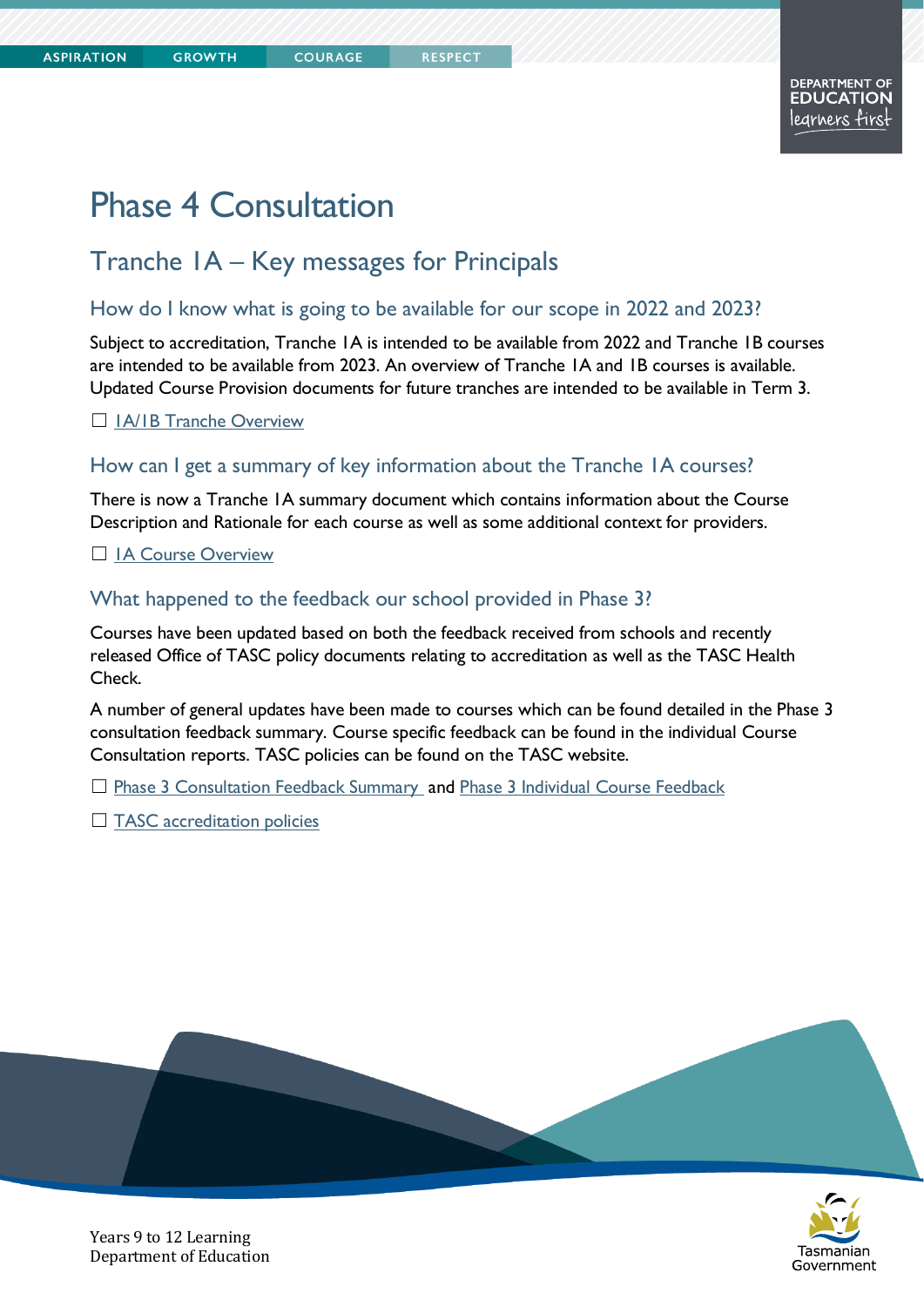# Phase 4 Consultation

## Tranche 1A – Key messages for Principals

### How do I know what is going to be available for our scope in 2022 and 2023?

Subject to accreditation, Tranche 1A is intended to be available from 2022 and Tranche 1B courses are intended to be available from 2023. An overview of Tranche 1A and 1B courses is available. Updated Course Provision documents for future tranches are intended to be available in Term 3.

☐ 1A/1B Tranche Overview

### How can I get a summary of key information about the Tranche 1A courses?

There is now a Tranche 1A summary document which contains information about the Course Description and Rationale for each course as well as some additional context for providers.

☐ 1A Course Overview

### What happened to the feedback our school provided in Phase 3?

Courses have been updated based on both the feedback received from schools and recently released Office of TASC policy documents relating to accreditation as well as the TASC Health Check.

A number of general updates have been made to courses which can be found detailed in the Phase 3 consultation feedback summary. Course specific feedback can be found in the individual Course Consultation reports. TASC policies can be found on the TASC website.

☐ Phase 3 Consultation Feedback Summary and Phase 3 Individual Course Feedback

☐ TASC accreditation policies

Years 9 to 12 Learning
Department of Education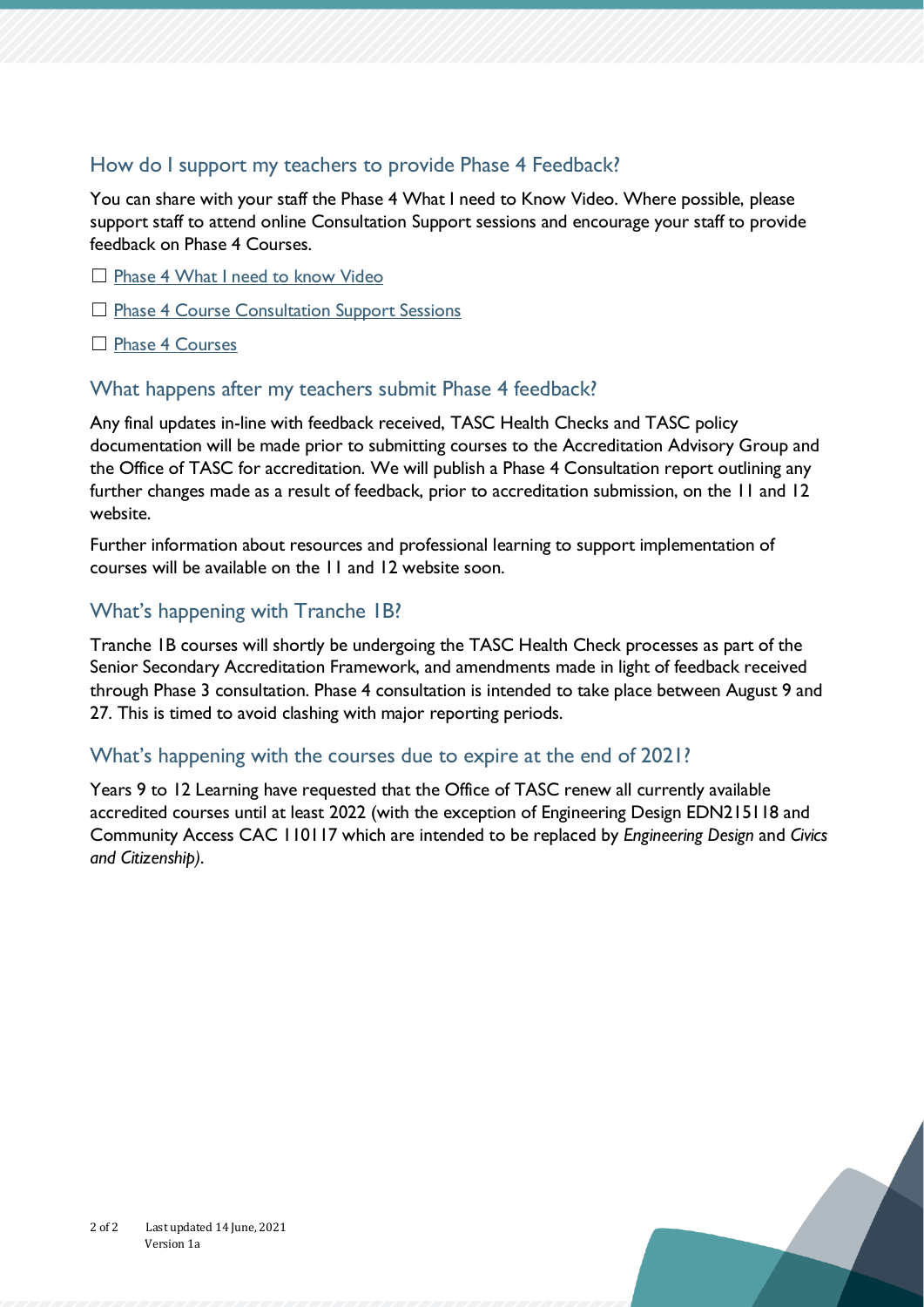## How do I support my teachers to provide Phase 4 Feedback?

You can share with your staff the Phase 4 What I need to Know Video. Where possible, please support staff to attend online Consultation Support sessions and encourage your staff to provide feedback on Phase 4 Courses.

☐ Phase 4 What I need to know Video

☐ Phase 4 Course Consultation Support Sessions

☐ Phase 4 Courses

## What happens after my teachers submit Phase 4 feedback?

Any final updates in-line with feedback received, TASC Health Checks and TASC policy documentation will be made prior to submitting courses to the Accreditation Advisory Group and the Office of TASC for accreditation. We will publish a Phase 4 Consultation report outlining any further changes made as a result of feedback, prior to accreditation submission, on the 11 and 12 website.

Further information about resources and professional learning to support implementation of courses will be available on the 11 and 12 website soon.

## What's happening with Tranche 1B?

Tranche 1B courses will shortly be undergoing the TASC Health Check processes as part of the Senior Secondary Accreditation Framework, and amendments made in light of feedback received through Phase 3 consultation. Phase 4 consultation is intended to take place between August 9 and 27. This is timed to avoid clashing with major reporting periods.

## What's happening with the courses due to expire at the end of 2021?

Years 9 to 12 Learning have requested that the Office of TASC renew all currently available accredited courses until at least 2022 (with the exception of Engineering Design EDN215118 and Community Access CAC 110117 which are intended to be replaced by *Engineering Design* and *Civics and Citizenship)*.

Last updated 14 June, 2021
Version 1a